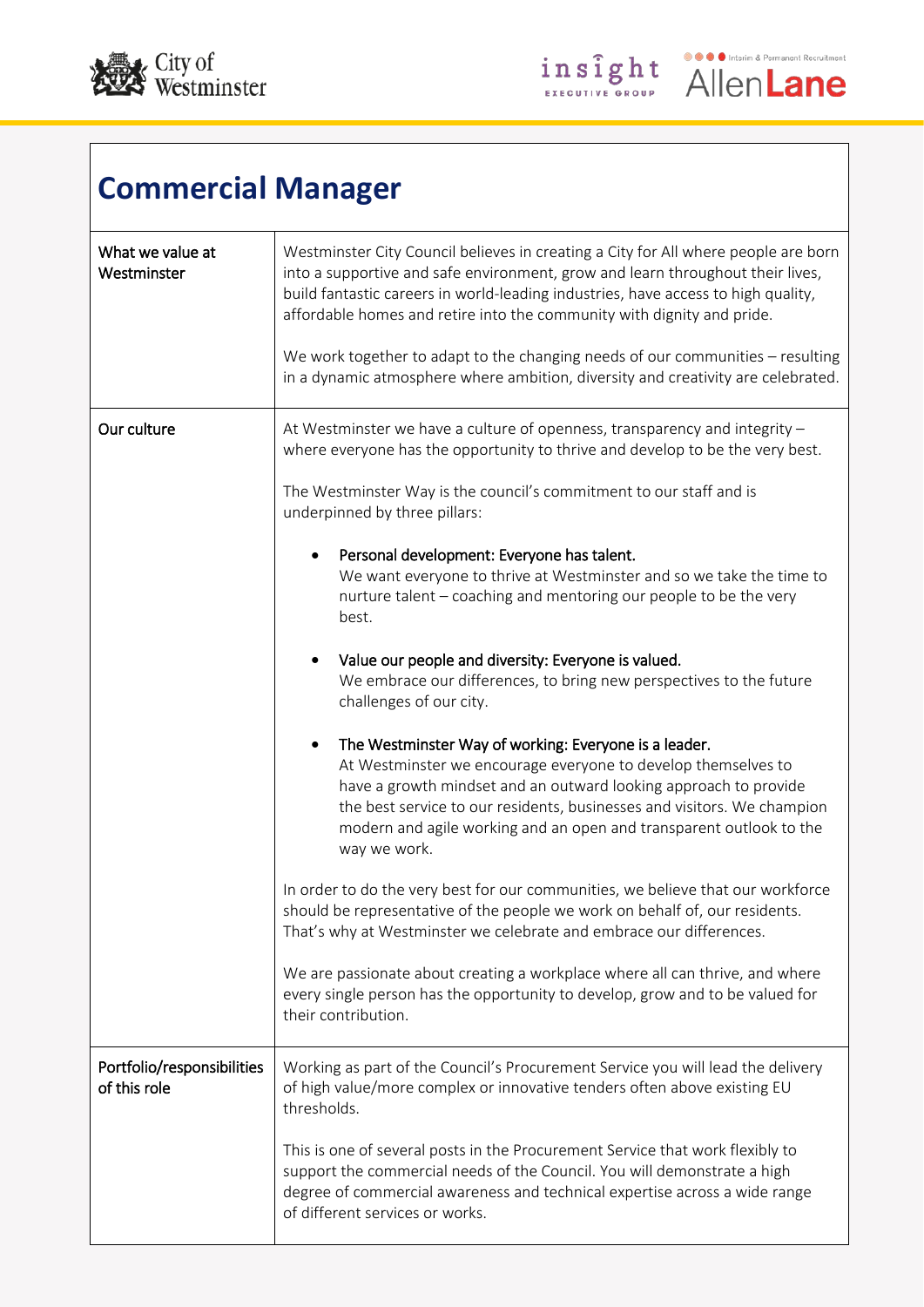# Commercial Manager

| | |
|---|---|
| What we value at Westminster | Westminster City Council believes in creating a City for All where people are born into a supportive and safe environment, grow and learn throughout their lives, build fantastic careers in world-leading industries, have access to high quality, affordable homes and retire into the community with dignity and pride.<br><br>We work together to adapt to the changing needs of our communities – resulting in a dynamic atmosphere where ambition, diversity and creativity are celebrated. |
| Our culture | At Westminster we have a culture of openness, transparency and integrity – where everyone has the opportunity to thrive and develop to be the very best.<br><br>The Westminster Way is the council's commitment to our staff and is underpinned by three pillars:<br><br>• Personal development: Everyone has talent.<br>We want everyone to thrive at Westminster and so we take the time to nurture talent – coaching and mentoring our people to be the very best.<br><br>• Value our people and diversity: Everyone is valued.<br>We embrace our differences, to bring new perspectives to the future challenges of our city.<br><br>• The Westminster Way of working: Everyone is a leader.<br>At Westminster we encourage everyone to develop themselves to have a growth mindset and an outward looking approach to provide the best service to our residents, businesses and visitors. We champion modern and agile working and an open and transparent outlook to the way we work.<br><br>In order to do the very best for our communities, we believe that our workforce should be representative of the people we work on behalf of, our residents. That's why at Westminster we celebrate and embrace our differences.<br><br>We are passionate about creating a workplace where all can thrive, and where every single person has the opportunity to develop, grow and to be valued for their contribution. |
| Portfolio/responsibilities of this role | Working as part of the Council's Procurement Service you will lead the delivery of high value/more complex or innovative tenders often above existing EU thresholds.<br><br>This is one of several posts in the Procurement Service that work flexibly to support the commercial needs of the Council. You will demonstrate a high degree of commercial awareness and technical expertise across a wide range of different services or works. |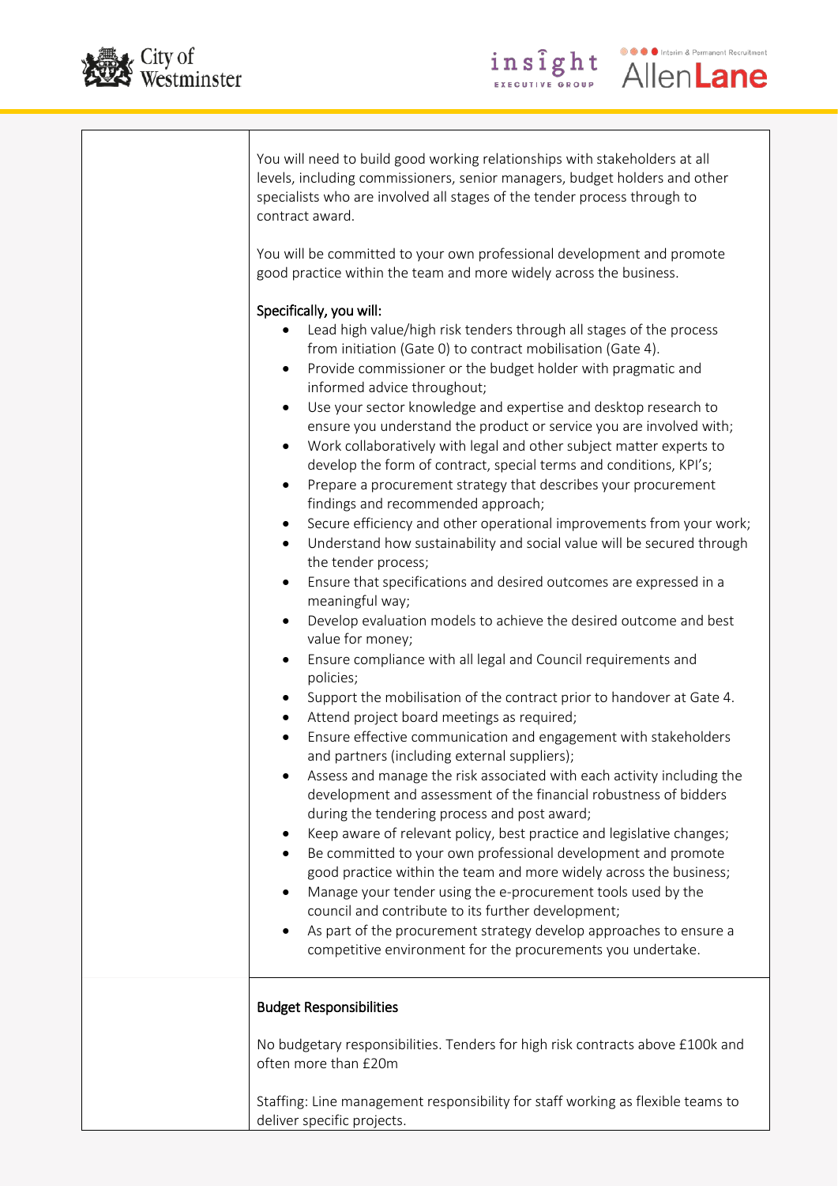| | |
|---|---|
| | You will need to build good working relationships with stakeholders at all levels, including commissioners, senior managers, budget holders and other specialists who are involved all stages of the tender process through to contract award.<br><br>You will be committed to your own professional development and promote good practice within the team and more widely across the business.<br><br>Specifically, you will:<br>• Lead high value/high risk tenders through all stages of the process from initiation (Gate 0) to contract mobilisation (Gate 4).<br>• Provide commissioner or the budget holder with pragmatic and informed advice throughout;<br>• Use your sector knowledge and expertise and desktop research to ensure you understand the product or service you are involved with;<br>• Work collaboratively with legal and other subject matter experts to develop the form of contract, special terms and conditions, KPI's;<br>• Prepare a procurement strategy that describes your procurement findings and recommended approach;<br>• Secure efficiency and other operational improvements from your work;<br>• Understand how sustainability and social value will be secured through the tender process;<br>• Ensure that specifications and desired outcomes are expressed in a meaningful way;<br>• Develop evaluation models to achieve the desired outcome and best value for money;<br>• Ensure compliance with all legal and Council requirements and policies;<br>• Support the mobilisation of the contract prior to handover at Gate 4.<br>• Attend project board meetings as required;<br>• Ensure effective communication and engagement with stakeholders and partners (including external suppliers);<br>• Assess and manage the risk associated with each activity including the development and assessment of the financial robustness of bidders during the tendering process and post award;<br>• Keep aware of relevant policy, best practice and legislative changes;<br>• Be committed to your own professional development and promote good practice within the team and more widely across the business;<br>• Manage your tender using the e-procurement tools used by the council and contribute to its further development;<br>• As part of the procurement strategy develop approaches to ensure a competitive environment for the procurements you undertake. |
| | **Budget Responsibilities**<br><br>No budgetary responsibilities. Tenders for high risk contracts above £100k and often more than £20m<br><br>Staffing: Line management responsibility for staff working as flexible teams to deliver specific projects. |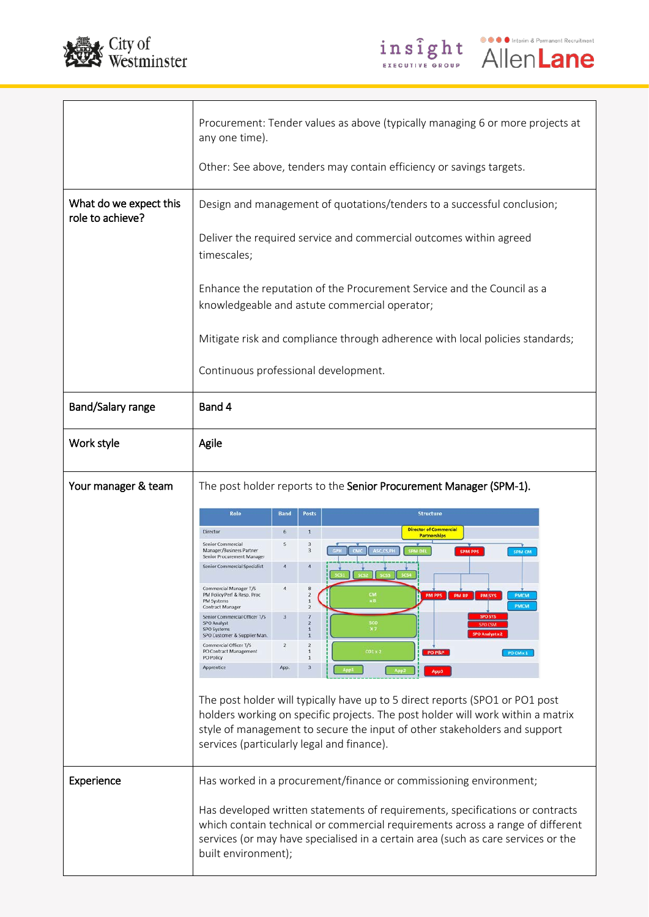| | |
|---|---|
| | Procurement: Tender values as above (typically managing 6 or more projects at any one time).<br><br>Other: See above, tenders may contain efficiency or savings targets. |
| What do we expect this role to achieve? | Design and management of quotations/tenders to a successful conclusion;<br><br>Deliver the required service and commercial outcomes within agreed timescales;<br><br>Enhance the reputation of the Procurement Service and the Council as a knowledgeable and astute commercial operator;<br><br>Mitigate risk and compliance through adherence with local policies standards;<br><br>Continuous professional development. |
| Band/Salary range | **Band 4** |
| Work style | **Agile** |
| Your manager & team | The post holder reports to the **Senior Procurement Manager (SPM-1).** |

| Role | Band | Posts |
|---|---|---|
| Director | 6 | 1 |
| Senior Commercial Manager/Business Partner<br>Senior Procurement Manager | 5 | 3<br>3 |
| Senior Commercial Specialist | 4 | 4 |
| Commercial Manager T/S<br>PM PolicyPerf & Reso. Proc<br>PM Systems<br>Contract Manager | 4 | 8<br>2<br>1<br>2 |
| Senior Commercial Officer T/S<br>SPO Analyst<br>SPO Systems<br>SPO Customer & Supplier Man. | 3 | 7<br>2<br>1<br>1 |
| Commercial Officer T/S<br>PO Contract Management<br>PO Policy | 2 | 2<br>1<br>1 |
| Apprentice | App. | 3 |

| | |
|---|---|
| | The post holder will typically have up to 5 direct reports (SPO1 or PO1 post holders working on specific projects. The post holder will work within a matrix style of management to secure the input of other stakeholders and support services (particularly legal and finance). |
| Experience | Has worked in a procurement/finance or commissioning environment;<br><br>Has developed written statements of requirements, specifications or contracts which contain technical or commercial requirements across a range of different services (or may have specialised in a certain area (such as care services or the built environment); |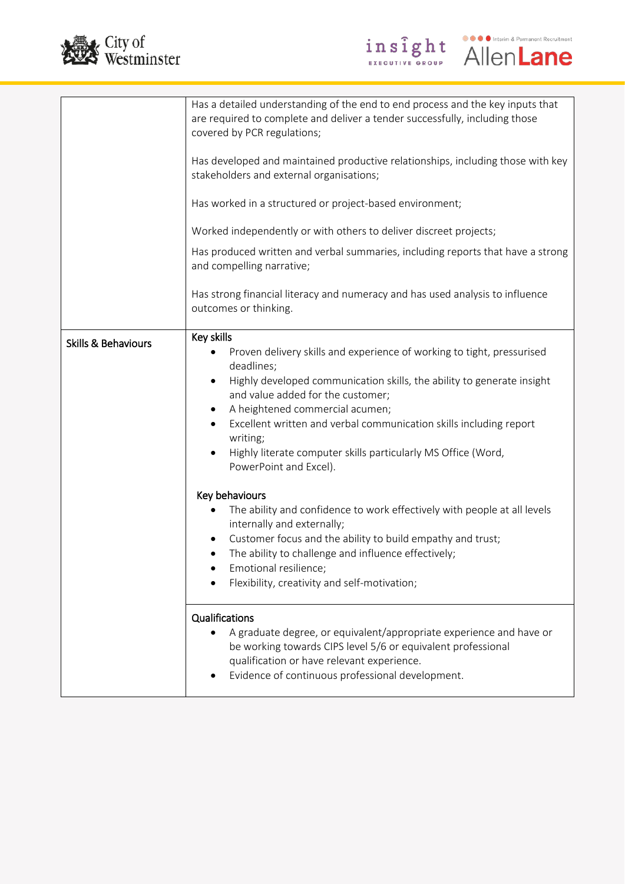| | |
|---|---|
| | Has a detailed understanding of the end to end process and the key inputs that are required to complete and deliver a tender successfully, including those covered by PCR regulations;<br><br>Has developed and maintained productive relationships, including those with key stakeholders and external organisations;<br><br>Has worked in a structured or project-based environment;<br><br>Worked independently or with others to deliver discreet projects;<br><br>Has produced written and verbal summaries, including reports that have a strong and compelling narrative;<br><br>Has strong financial literacy and numeracy and has used analysis to influence outcomes or thinking. |
| **Skills & Behaviours** | **Key skills**<br>• Proven delivery skills and experience of working to tight, pressurised deadlines;<br>• Highly developed communication skills, the ability to generate insight and value added for the customer;<br>• A heightened commercial acumen;<br>• Excellent written and verbal communication skills including report writing;<br>• Highly literate computer skills particularly MS Office (Word, PowerPoint and Excel).<br><br>**Key behaviours**<br>• The ability and confidence to work effectively with people at all levels internally and externally;<br>• Customer focus and the ability to build empathy and trust;<br>• The ability to challenge and influence effectively;<br>• Emotional resilience;<br>• Flexibility, creativity and self-motivation; |
| | **Qualifications**<br>• A graduate degree, or equivalent/appropriate experience and have or be working towards CIPS level 5/6 or equivalent professional qualification or have relevant experience.<br>• Evidence of continuous professional development. |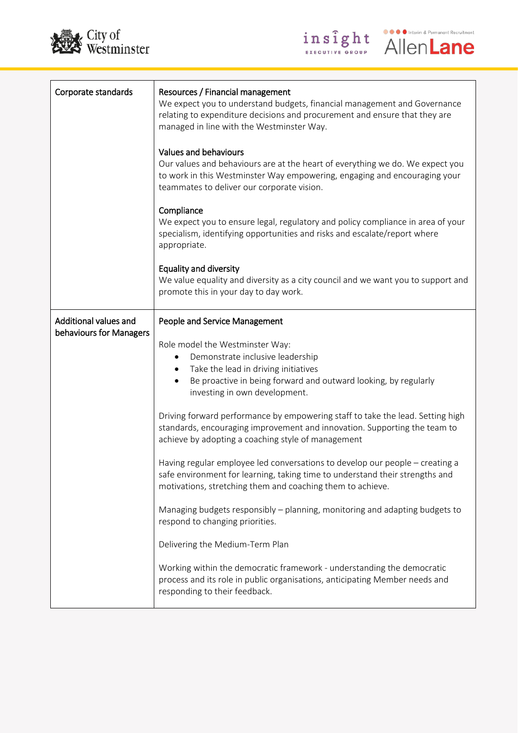| | |
|---|---|
| Corporate standards | **Resources / Financial management**<br>We expect you to understand budgets, financial management and Governance relating to expenditure decisions and procurement and ensure that they are managed in line with the Westminster Way.<br><br>**Values and behaviours**<br>Our values and behaviours are at the heart of everything we do. We expect you to work in this Westminster Way empowering, engaging and encouraging your teammates to deliver our corporate vision.<br><br>**Compliance**<br>We expect you to ensure legal, regulatory and policy compliance in area of your specialism, identifying opportunities and risks and escalate/report where appropriate.<br><br>**Equality and diversity**<br>We value equality and diversity as a city council and we want you to support and promote this in your day to day work. |
| Additional values and behaviours for Managers | **People and Service Management**<br><br>Role model the Westminster Way:<br>• Demonstrate inclusive leadership<br>• Take the lead in driving initiatives<br>• Be proactive in being forward and outward looking, by regularly investing in own development.<br><br>Driving forward performance by empowering staff to take the lead. Setting high standards, encouraging improvement and innovation. Supporting the team to achieve by adopting a coaching style of management<br><br>Having regular employee led conversations to develop our people – creating a safe environment for learning, taking time to understand their strengths and motivations, stretching them and coaching them to achieve.<br><br>Managing budgets responsibly – planning, monitoring and adapting budgets to respond to changing priorities.<br><br>Delivering the Medium-Term Plan<br><br>Working within the democratic framework - understanding the democratic process and its role in public organisations, anticipating Member needs and responding to their feedback. |